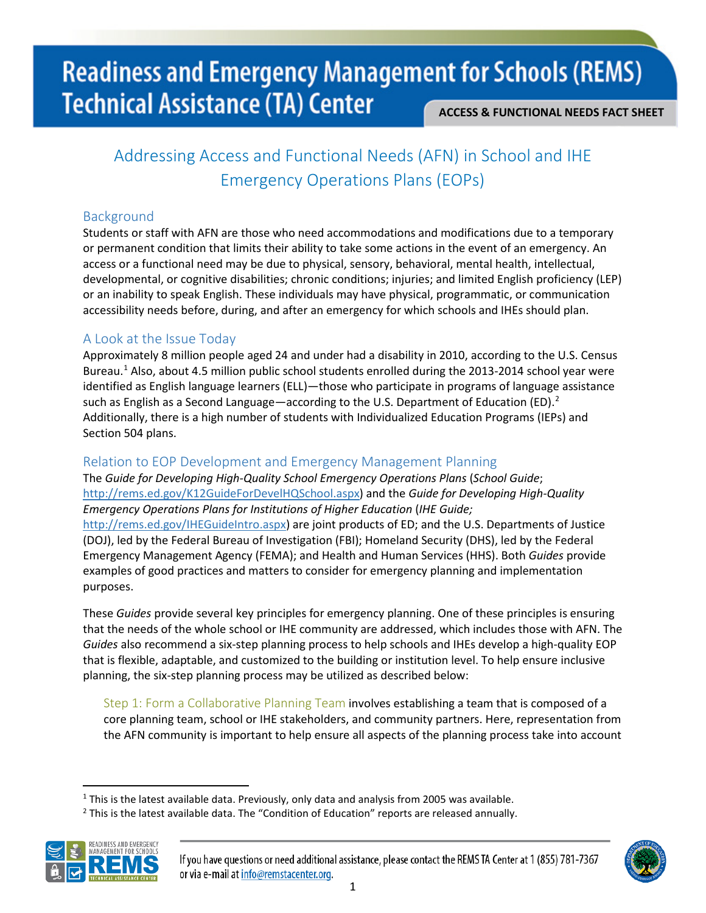# Readiness and Emergency Management for Schools (REMS) Technical Assistance (TA) Center

**ACCESS & FUNCTIONAL NEEDS FACT SHEET**

## Addressing Access and Functional Needs (AFN) in School and IHE Emergency Operations Plans (EOPs)

### Background

Students or staff with AFN are those who need accommodations and modifications due to a temporary or permanent condition that limits their ability to take some actions in the event of an emergency. An access or a functional need may be due to physical, sensory, behavioral, mental health, intellectual, developmental, or cognitive disabilities; chronic conditions; injuries; and limited English proficiency (LEP) or an inability to speak English. These individuals may have physical, programmatic, or communication accessibility needs before, during, and after an emergency for which schools and IHEs should plan.

### A Look at the Issue Today

Approximately 8 million people aged 24 and under had a disability in 2010, according to the U.S. Census Bureau.[1] Also, about 4.5 million public school students enrolled during the 2013-2014 school year were identified as English language learners (ELL)—those who participate in programs of language assistance such as English as a Second Language—according to the U.S. Department of Education (ED).[2] Additionally, there is a high number of students with Individualized Education Programs (IEPs) and Section 504 plans.

### Relation to EOP Development and Emergency Management Planning

The *Guide for Developing High-Quality School Emergency Operations Plans* (*School Guide*; http://rems.ed.gov/K12GuideForDevelHQSchool.aspx) and the *Guide for Developing High-Quality Emergency Operations Plans for Institutions of Higher Education* (*IHE Guide;* http://rems.ed.gov/IHEGuideIntro.aspx) are joint products of ED; and the U.S. Departments of Justice (DOJ), led by the Federal Bureau of Investigation (FBI); Homeland Security (DHS), led by the Federal Emergency Management Agency (FEMA); and Health and Human Services (HHS). Both *Guides* provide examples of good practices and matters to consider for emergency planning and implementation purposes.

These *Guides* provide several key principles for emergency planning. One of these principles is ensuring that the needs of the whole school or IHE community are addressed, which includes those with AFN. The *Guides* also recommend a six-step planning process to help schools and IHEs develop a high-quality EOP that is flexible, adaptable, and customized to the building or institution level. To help ensure inclusive planning, the six-step planning process may be utilized as described below:

Step 1: Form a Collaborative Planning Team involves establishing a team that is composed of a core planning team, school or IHE stakeholders, and community partners. Here, representation from the AFN community is important to help ensure all aspects of the planning process take into account

---

[1] This is the latest available data. Previously, only data and analysis from 2005 was available.

[2] This is the latest available data. The "Condition of Education" reports are released annually.

If you have questions or need additional assistance, please contact the REMS TA Center at 1 (855) 781-7367 or via e-mail at info@remstacenter.org.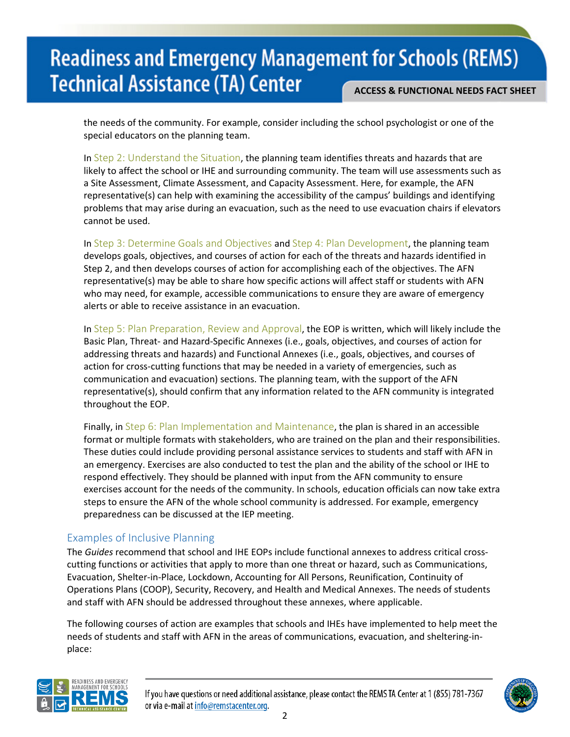the needs of the community. For example, consider including the school psychologist or one of the special educators on the planning team.

In Step 2: Understand the Situation, the planning team identifies threats and hazards that are likely to affect the school or IHE and surrounding community. The team will use assessments such as a Site Assessment, Climate Assessment, and Capacity Assessment. Here, for example, the AFN representative(s) can help with examining the accessibility of the campus' buildings and identifying problems that may arise during an evacuation, such as the need to use evacuation chairs if elevators cannot be used.

In Step 3: Determine Goals and Objectives and Step 4: Plan Development, the planning team develops goals, objectives, and courses of action for each of the threats and hazards identified in Step 2, and then develops courses of action for accomplishing each of the objectives. The AFN representative(s) may be able to share how specific actions will affect staff or students with AFN who may need, for example, accessible communications to ensure they are aware of emergency alerts or able to receive assistance in an evacuation.

In Step 5: Plan Preparation, Review and Approval, the EOP is written, which will likely include the Basic Plan, Threat- and Hazard-Specific Annexes (i.e., goals, objectives, and courses of action for addressing threats and hazards) and Functional Annexes (i.e., goals, objectives, and courses of action for cross-cutting functions that may be needed in a variety of emergencies, such as communication and evacuation) sections. The planning team, with the support of the AFN representative(s), should confirm that any information related to the AFN community is integrated throughout the EOP.

Finally, in Step 6: Plan Implementation and Maintenance, the plan is shared in an accessible format or multiple formats with stakeholders, who are trained on the plan and their responsibilities. These duties could include providing personal assistance services to students and staff with AFN in an emergency. Exercises are also conducted to test the plan and the ability of the school or IHE to respond effectively. They should be planned with input from the AFN community to ensure exercises account for the needs of the community. In schools, education officials can now take extra steps to ensure the AFN of the whole school community is addressed. For example, emergency preparedness can be discussed at the IEP meeting.

## Examples of Inclusive Planning

The *Guides* recommend that school and IHE EOPs include functional annexes to address critical cross-cutting functions or activities that apply to more than one threat or hazard, such as Communications, Evacuation, Shelter-in-Place, Lockdown, Accounting for All Persons, Reunification, Continuity of Operations Plans (COOP), Security, Recovery, and Health and Medical Annexes. The needs of students and staff with AFN should be addressed throughout these annexes, where applicable.

The following courses of action are examples that schools and IHEs have implemented to help meet the needs of students and staff with AFN in the areas of communications, evacuation, and sheltering-in-place: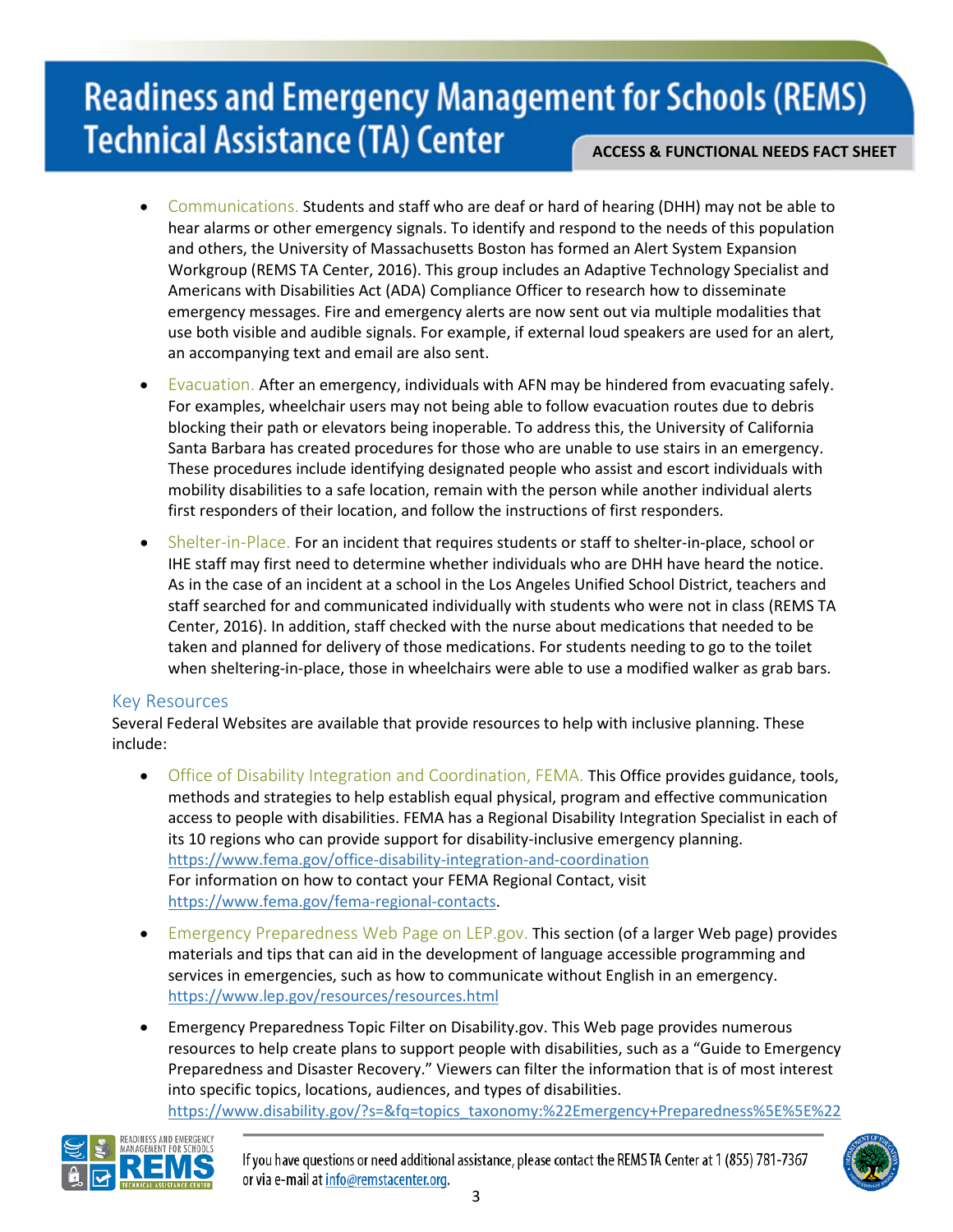- Communications. Students and staff who are deaf or hard of hearing (DHH) may not be able to hear alarms or other emergency signals. To identify and respond to the needs of this population and others, the University of Massachusetts Boston has formed an Alert System Expansion Workgroup (REMS TA Center, 2016). This group includes an Adaptive Technology Specialist and Americans with Disabilities Act (ADA) Compliance Officer to research how to disseminate emergency messages. Fire and emergency alerts are now sent out via multiple modalities that use both visible and audible signals. For example, if external loud speakers are used for an alert, an accompanying text and email are also sent.
- Evacuation. After an emergency, individuals with AFN may be hindered from evacuating safely. For examples, wheelchair users may not being able to follow evacuation routes due to debris blocking their path or elevators being inoperable. To address this, the University of California Santa Barbara has created procedures for those who are unable to use stairs in an emergency. These procedures include identifying designated people who assist and escort individuals with mobility disabilities to a safe location, remain with the person while another individual alerts first responders of their location, and follow the instructions of first responders.
- Shelter-in-Place. For an incident that requires students or staff to shelter-in-place, school or IHE staff may first need to determine whether individuals who are DHH have heard the notice. As in the case of an incident at a school in the Los Angeles Unified School District, teachers and staff searched for and communicated individually with students who were not in class (REMS TA Center, 2016). In addition, staff checked with the nurse about medications that needed to be taken and planned for delivery of those medications. For students needing to go to the toilet when sheltering-in-place, those in wheelchairs were able to use a modified walker as grab bars.

## Key Resources

Several Federal Websites are available that provide resources to help with inclusive planning. These include:

- Office of Disability Integration and Coordination, FEMA. This Office provides guidance, tools, methods and strategies to help establish equal physical, program and effective communication access to people with disabilities. FEMA has a Regional Disability Integration Specialist in each of its 10 regions who can provide support for disability-inclusive emergency planning. https://www.fema.gov/office-disability-integration-and-coordination
  For information on how to contact your FEMA Regional Contact, visit https://www.fema.gov/fema-regional-contacts.
- Emergency Preparedness Web Page on LEP.gov. This section (of a larger Web page) provides materials and tips that can aid in the development of language accessible programming and services in emergencies, such as how to communicate without English in an emergency. https://www.lep.gov/resources/resources.html
- Emergency Preparedness Topic Filter on Disability.gov. This Web page provides numerous resources to help create plans to support people with disabilities, such as a "Guide to Emergency Preparedness and Disaster Recovery." Viewers can filter the information that is of most interest into specific topics, locations, audiences, and types of disabilities. https://www.disability.gov/?s=&fq=topics_taxonomy:%22Emergency+Preparedness%5E%5E%22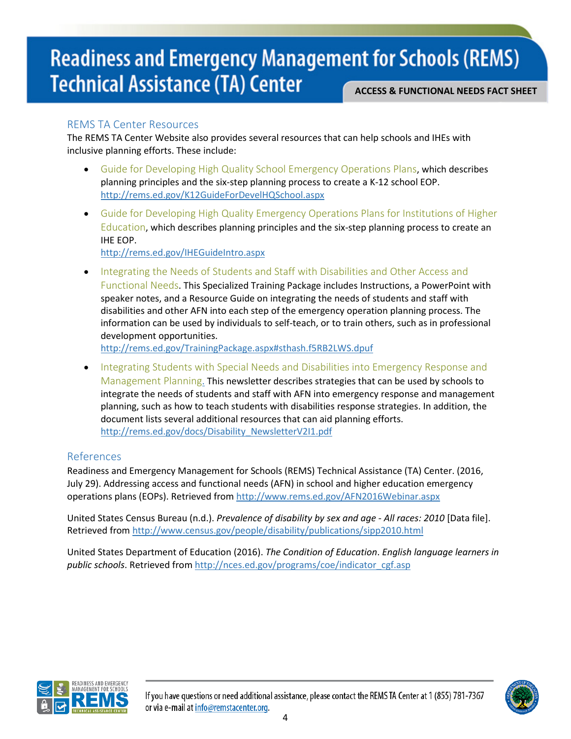## REMS TA Center Resources

The REMS TA Center Website also provides several resources that can help schools and IHEs with inclusive planning efforts. These include:

- Guide for Developing High Quality School Emergency Operations Plans, which describes planning principles and the six-step planning process to create a K-12 school EOP. http://rems.ed.gov/K12GuideForDevelHQSchool.aspx
- Guide for Developing High Quality Emergency Operations Plans for Institutions of Higher Education, which describes planning principles and the six-step planning process to create an IHE EOP. http://rems.ed.gov/IHEGuideIntro.aspx
- Integrating the Needs of Students and Staff with Disabilities and Other Access and Functional Needs. This Specialized Training Package includes Instructions, a PowerPoint with speaker notes, and a Resource Guide on integrating the needs of students and staff with disabilities and other AFN into each step of the emergency operation planning process. The information can be used by individuals to self-teach, or to train others, such as in professional development opportunities. http://rems.ed.gov/TrainingPackage.aspx#sthash.f5RB2LWS.dpuf
- Integrating Students with Special Needs and Disabilities into Emergency Response and Management Planning. This newsletter describes strategies that can be used by schools to integrate the needs of students and staff with AFN into emergency response and management planning, such as how to teach students with disabilities response strategies. In addition, the document lists several additional resources that can aid planning efforts. http://rems.ed.gov/docs/Disability_NewsletterV2I1.pdf

## References

Readiness and Emergency Management for Schools (REMS) Technical Assistance (TA) Center. (2016, July 29). Addressing access and functional needs (AFN) in school and higher education emergency operations plans (EOPs). Retrieved from http://www.rems.ed.gov/AFN2016Webinar.aspx

United States Census Bureau (n.d.). *Prevalence of disability by sex and age - All races: 2010* [Data file]. Retrieved from http://www.census.gov/people/disability/publications/sipp2010.html

United States Department of Education (2016). *The Condition of Education*. *English language learners in public schools*. Retrieved from http://nces.ed.gov/programs/coe/indicator_cgf.asp

If you have questions or need additional assistance, please contact the REMS TA Center at 1 (855) 781-7367 or via e-mail at info@remstacenter.org.